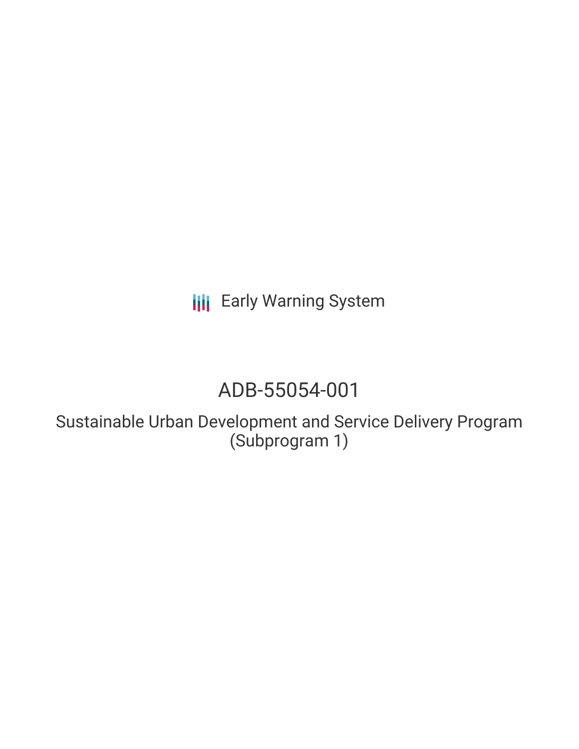Early Warning System

# ADB-55054-001

## Sustainable Urban Development and Service Delivery Program (Subprogram 1)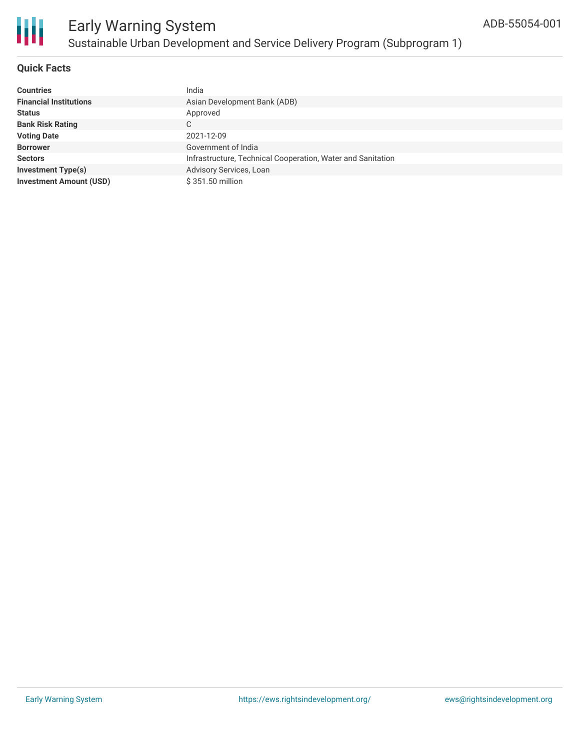# Early Warning System

## Sustainable Urban Development and Service Delivery Program (Subprogram 1)

ADB-55054-001

### Quick Facts

| | |
|---|---|
| **Countries** | India |
| **Financial Institutions** | Asian Development Bank (ADB) |
| **Status** | Approved |
| **Bank Risk Rating** | C |
| **Voting Date** | 2021-12-09 |
| **Borrower** | Government of India |
| **Sectors** | Infrastructure, Technical Cooperation, Water and Sanitation |
| **Investment Type(s)** | Advisory Services, Loan |
| **Investment Amount (USD)** | $ 351.50 million |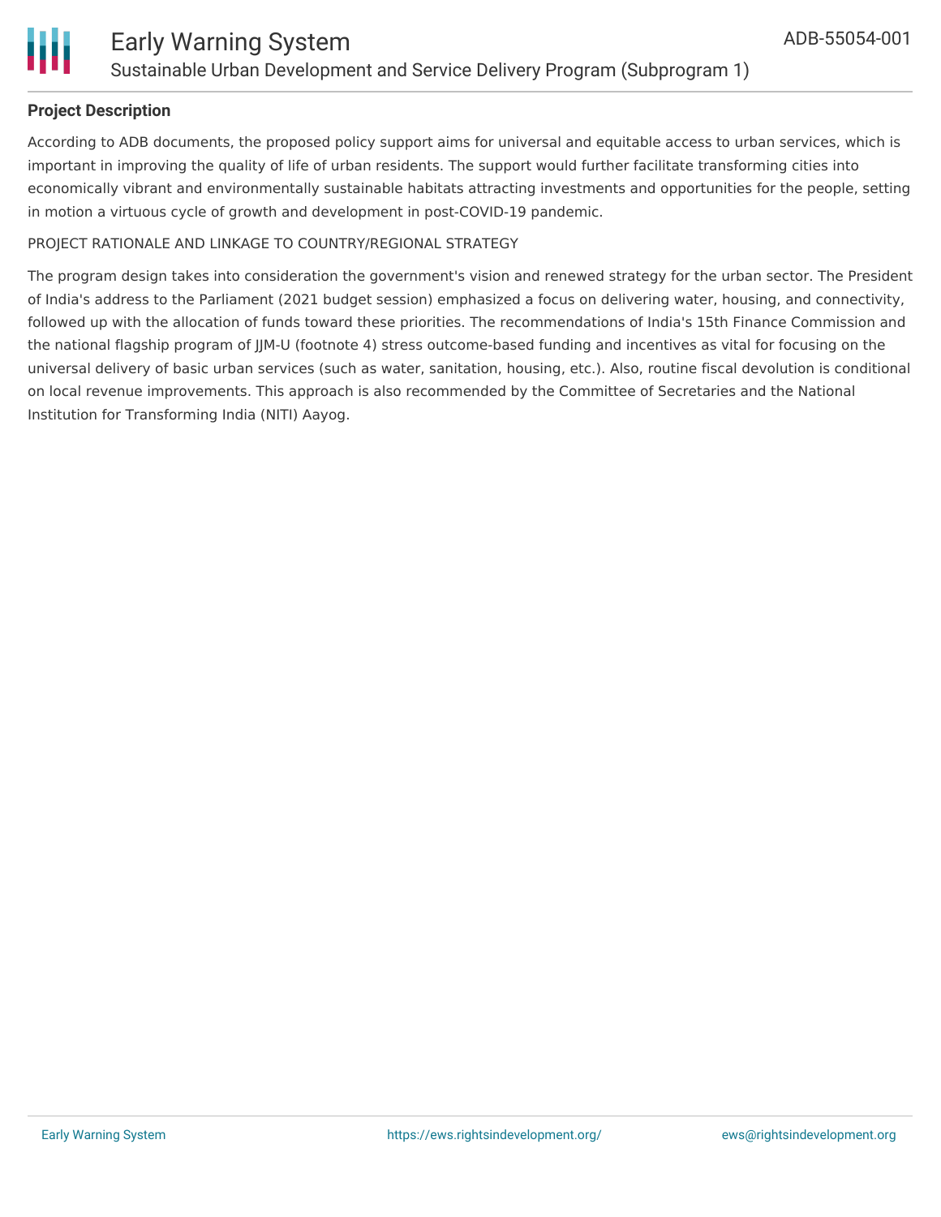**Project Description**

According to ADB documents, the proposed policy support aims for universal and equitable access to urban services, which is important in improving the quality of life of urban residents. The support would further facilitate transforming cities into economically vibrant and environmentally sustainable habitats attracting investments and opportunities for the people, setting in motion a virtuous cycle of growth and development in post-COVID-19 pandemic.

PROJECT RATIONALE AND LINKAGE TO COUNTRY/REGIONAL STRATEGY

The program design takes into consideration the government's vision and renewed strategy for the urban sector. The President of India's address to the Parliament (2021 budget session) emphasized a focus on delivering water, housing, and connectivity, followed up with the allocation of funds toward these priorities. The recommendations of India's 15th Finance Commission and the national flagship program of JJM-U (footnote 4) stress outcome-based funding and incentives as vital for focusing on the universal delivery of basic urban services (such as water, sanitation, housing, etc.). Also, routine fiscal devolution is conditional on local revenue improvements. This approach is also recommended by the Committee of Secretaries and the National Institution for Transforming India (NITI) Aayog.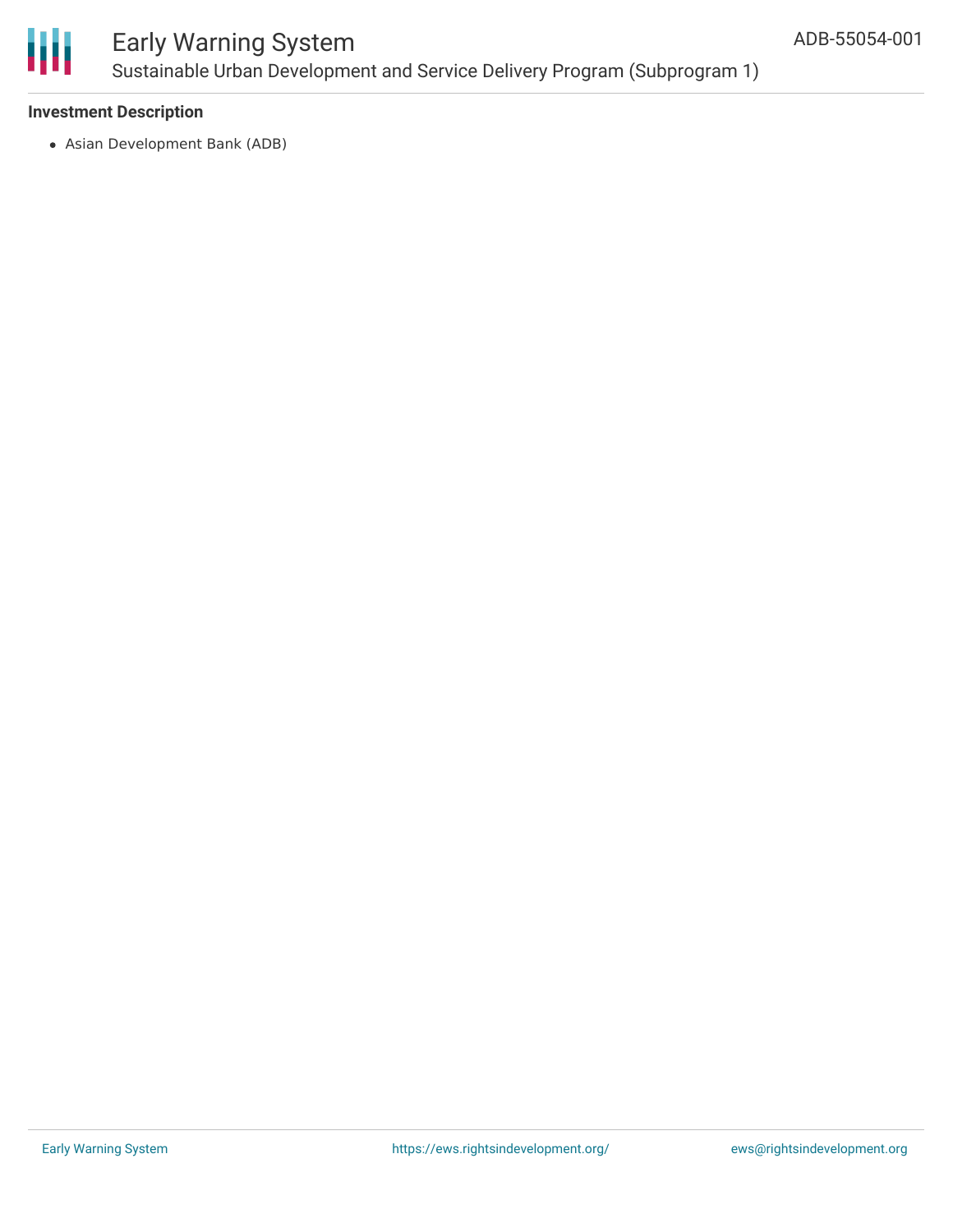**Investment Description**

- Asian Development Bank (ADB)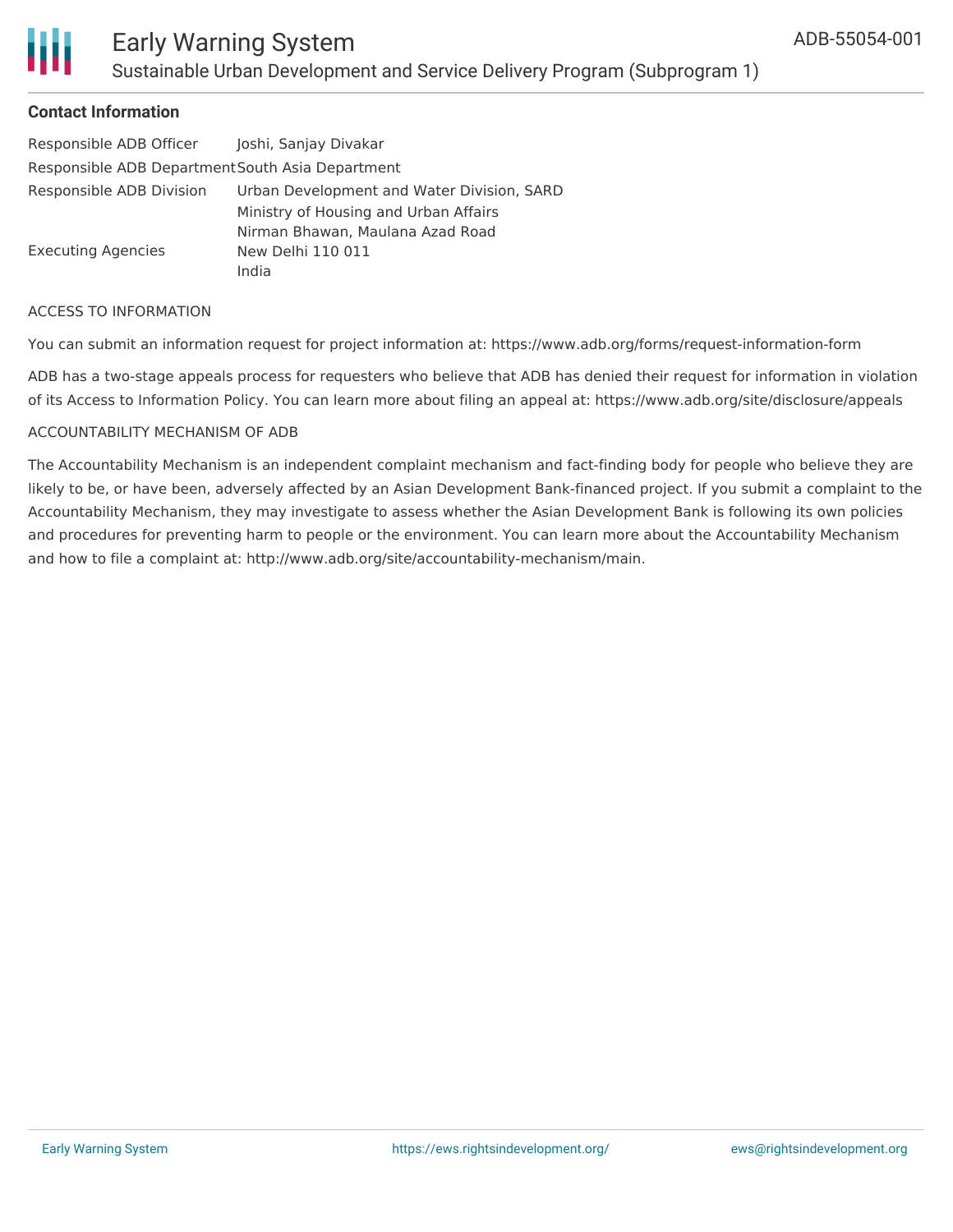### Contact Information

| | |
|---|---|
| Responsible ADB Officer | Joshi, Sanjay Divakar |
| Responsible ADB Department | South Asia Department |
| Responsible ADB Division | Urban Development and Water Division, SARD |
| Executing Agencies | Ministry of Housing and Urban Affairs<br>Nirman Bhawan, Maulana Azad Road<br>New Delhi 110 011<br>India |

ACCESS TO INFORMATION

You can submit an information request for project information at: https://www.adb.org/forms/request-information-form

ADB has a two-stage appeals process for requesters who believe that ADB has denied their request for information in violation of its Access to Information Policy. You can learn more about filing an appeal at: https://www.adb.org/site/disclosure/appeals

ACCOUNTABILITY MECHANISM OF ADB

The Accountability Mechanism is an independent complaint mechanism and fact-finding body for people who believe they are likely to be, or have been, adversely affected by an Asian Development Bank-financed project. If you submit a complaint to the Accountability Mechanism, they may investigate to assess whether the Asian Development Bank is following its own policies and procedures for preventing harm to people or the environment. You can learn more about the Accountability Mechanism and how to file a complaint at: http://www.adb.org/site/accountability-mechanism/main.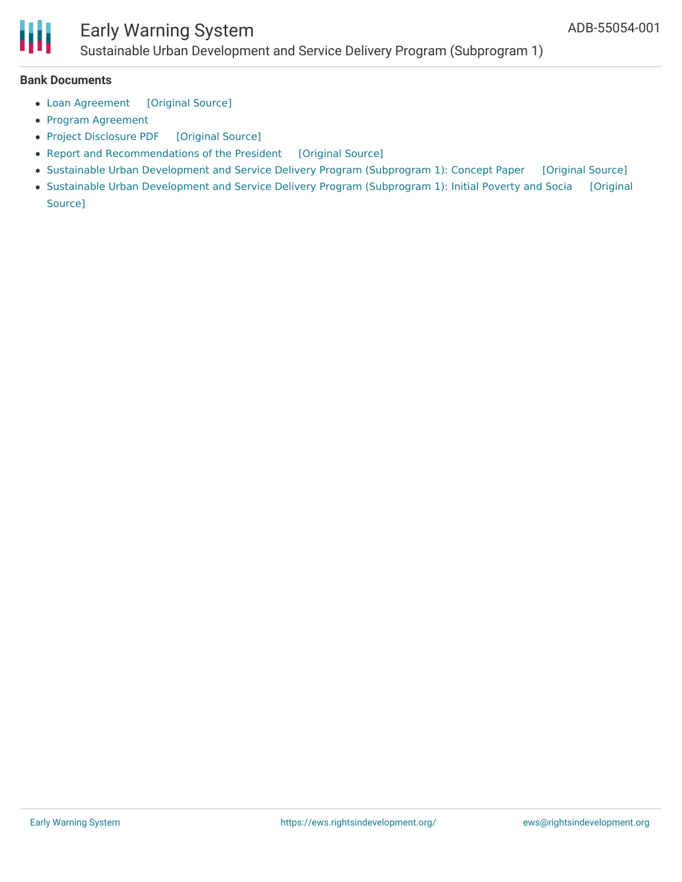## Bank Documents

- Loan Agreement [Original Source]
- Program Agreement
- Project Disclosure PDF [Original Source]
- Report and Recommendations of the President [Original Source]
- Sustainable Urban Development and Service Delivery Program (Subprogram 1): Concept Paper [Original Source]
- Sustainable Urban Development and Service Delivery Program (Subprogram 1): Initial Poverty and Socia [Original Source]